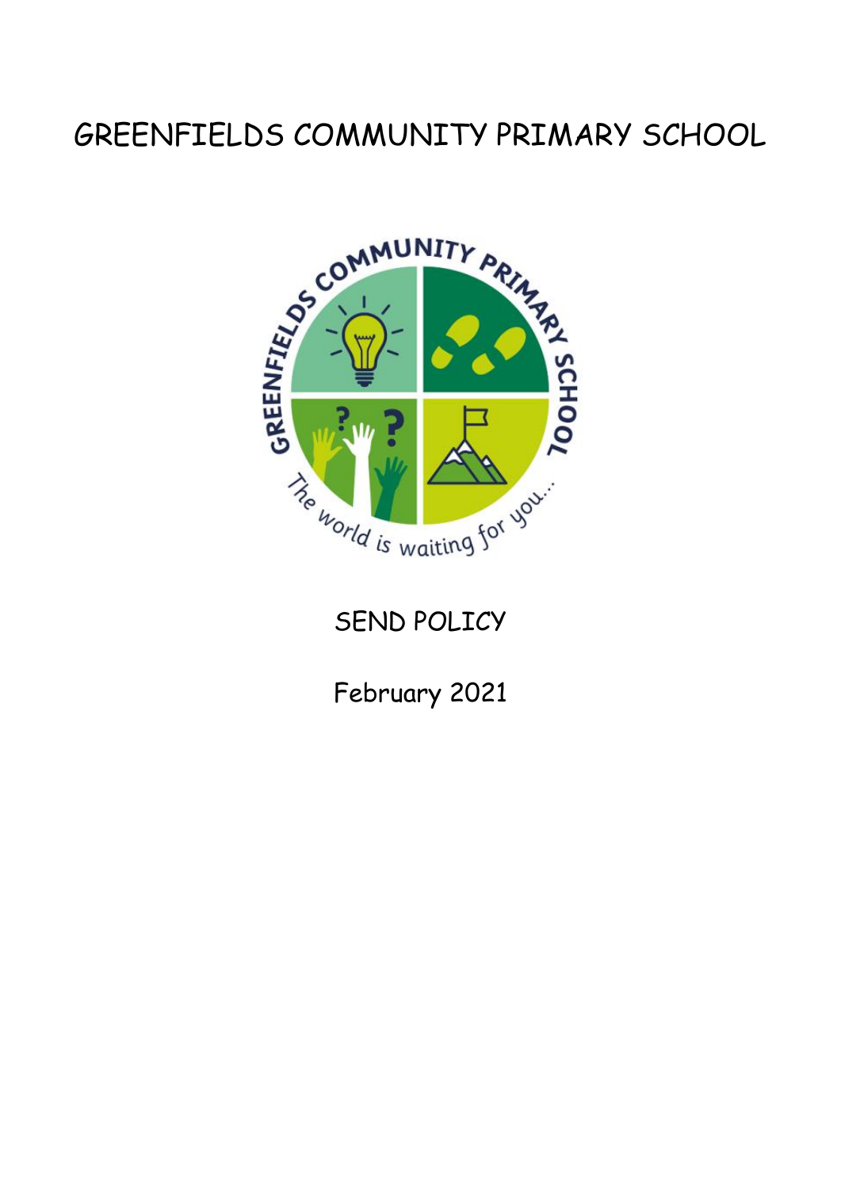# GREENFIELDS COMMUNITY PRIMARY SCHOOL

SEND POLICY

February 2021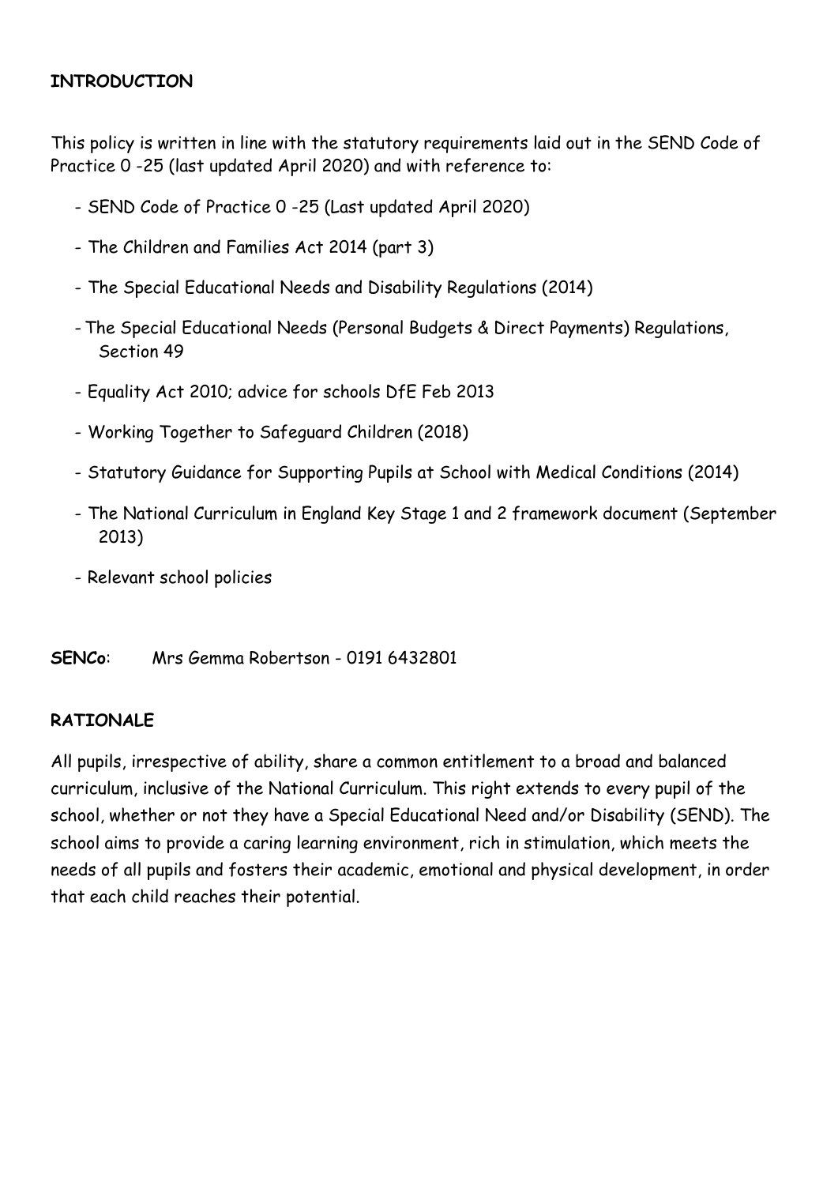## INTRODUCTION

This policy is written in line with the statutory requirements laid out in the SEND Code of Practice 0 -25 (last updated April 2020) and with reference to:

- SEND Code of Practice 0 -25 (Last updated April 2020)
- The Children and Families Act 2014 (part 3)
- The Special Educational Needs and Disability Regulations (2014)
- The Special Educational Needs (Personal Budgets & Direct Payments) Regulations, Section 49
- Equality Act 2010; advice for schools DfE Feb 2013
- Working Together to Safeguard Children (2018)
- Statutory Guidance for Supporting Pupils at School with Medical Conditions (2014)
- The National Curriculum in England Key Stage 1 and 2 framework document (September 2013)
- Relevant school policies

**SENCo**: Mrs Gemma Robertson - 0191 6432801

## RATIONALE

All pupils, irrespective of ability, share a common entitlement to a broad and balanced curriculum, inclusive of the National Curriculum. This right extends to every pupil of the school, whether or not they have a Special Educational Need and/or Disability (SEND). The school aims to provide a caring learning environment, rich in stimulation, which meets the needs of all pupils and fosters their academic, emotional and physical development, in order that each child reaches their potential.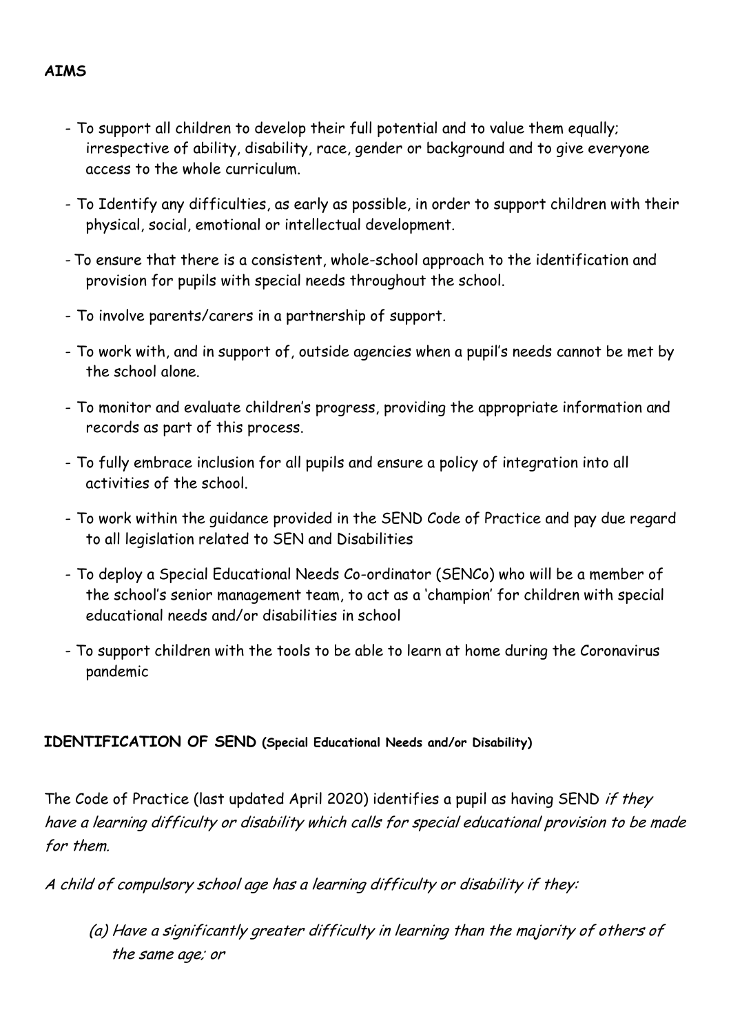**AIMS**

- To support all children to develop their full potential and to value them equally; irrespective of ability, disability, race, gender or background and to give everyone access to the whole curriculum.
- To Identify any difficulties, as early as possible, in order to support children with their physical, social, emotional or intellectual development.
- To ensure that there is a consistent, whole-school approach to the identification and provision for pupils with special needs throughout the school.
- To involve parents/carers in a partnership of support.
- To work with, and in support of, outside agencies when a pupil's needs cannot be met by the school alone.
- To monitor and evaluate children's progress, providing the appropriate information and records as part of this process.
- To fully embrace inclusion for all pupils and ensure a policy of integration into all activities of the school.
- To work within the guidance provided in the SEND Code of Practice and pay due regard to all legislation related to SEN and Disabilities
- To deploy a Special Educational Needs Co-ordinator (SENCo) who will be a member of the school's senior management team, to act as a 'champion' for children with special educational needs and/or disabilities in school
- To support children with the tools to be able to learn at home during the Coronavirus pandemic

**IDENTIFICATION OF SEND** **(Special Educational Needs and/or Disability)**

The Code of Practice (last updated April 2020) identifies a pupil as having SEND *if they have a learning difficulty or disability which calls for special educational provision to be made for them.*

*A child of compulsory school age has a learning difficulty or disability if they:*

*(a) Have a significantly greater difficulty in learning than the majority of others of the same age; or*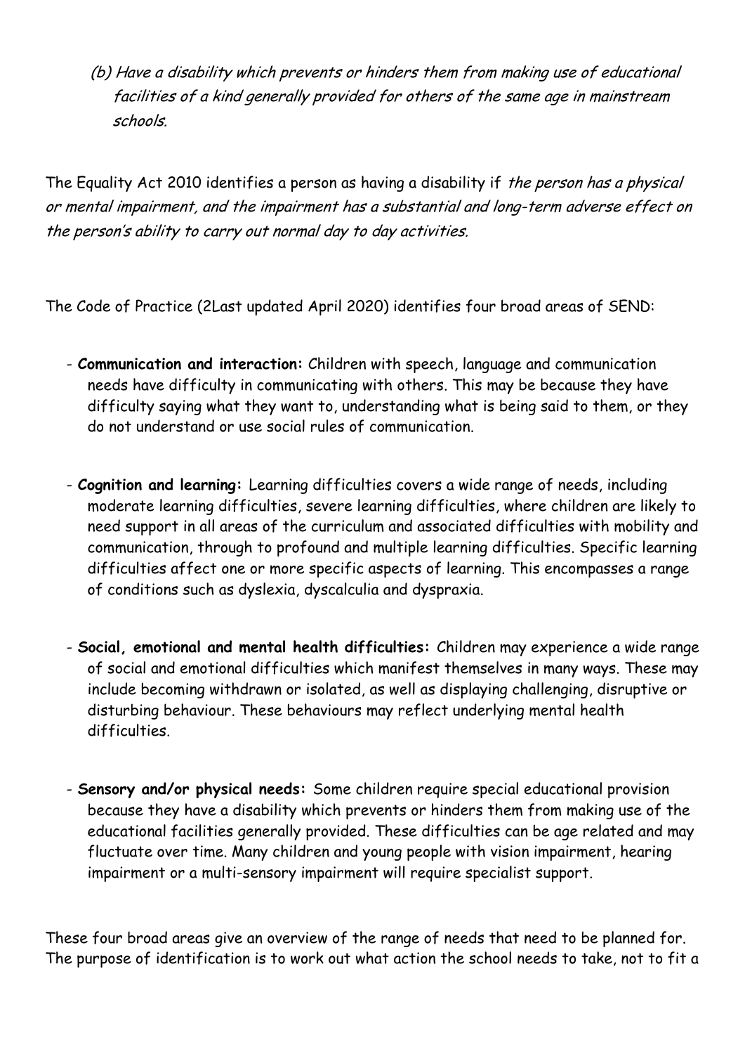(b) *Have a disability which prevents or hinders them from making use of educational facilities of a kind generally provided for others of the same age in mainstream schools.*

The Equality Act 2010 identifies a person as having a disability if *the person has a physical or mental impairment, and the impairment has a substantial and long-term adverse effect on the person's ability to carry out normal day to day activities.*

The Code of Practice (2Last updated April 2020) identifies four broad areas of SEND:

- **Communication and interaction:** Children with speech, language and communication needs have difficulty in communicating with others. This may be because they have difficulty saying what they want to, understanding what is being said to them, or they do not understand or use social rules of communication.

- **Cognition and learning:** Learning difficulties covers a wide range of needs, including moderate learning difficulties, severe learning difficulties, where children are likely to need support in all areas of the curriculum and associated difficulties with mobility and communication, through to profound and multiple learning difficulties. Specific learning difficulties affect one or more specific aspects of learning. This encompasses a range of conditions such as dyslexia, dyscalculia and dyspraxia.

- **Social, emotional and mental health difficulties:** Children may experience a wide range of social and emotional difficulties which manifest themselves in many ways. These may include becoming withdrawn or isolated, as well as displaying challenging, disruptive or disturbing behaviour. These behaviours may reflect underlying mental health difficulties.

- **Sensory and/or physical needs:** Some children require special educational provision because they have a disability which prevents or hinders them from making use of the educational facilities generally provided. These difficulties can be age related and may fluctuate over time. Many children and young people with vision impairment, hearing impairment or a multi-sensory impairment will require specialist support.

These four broad areas give an overview of the range of needs that need to be planned for. The purpose of identification is to work out what action the school needs to take, not to fit a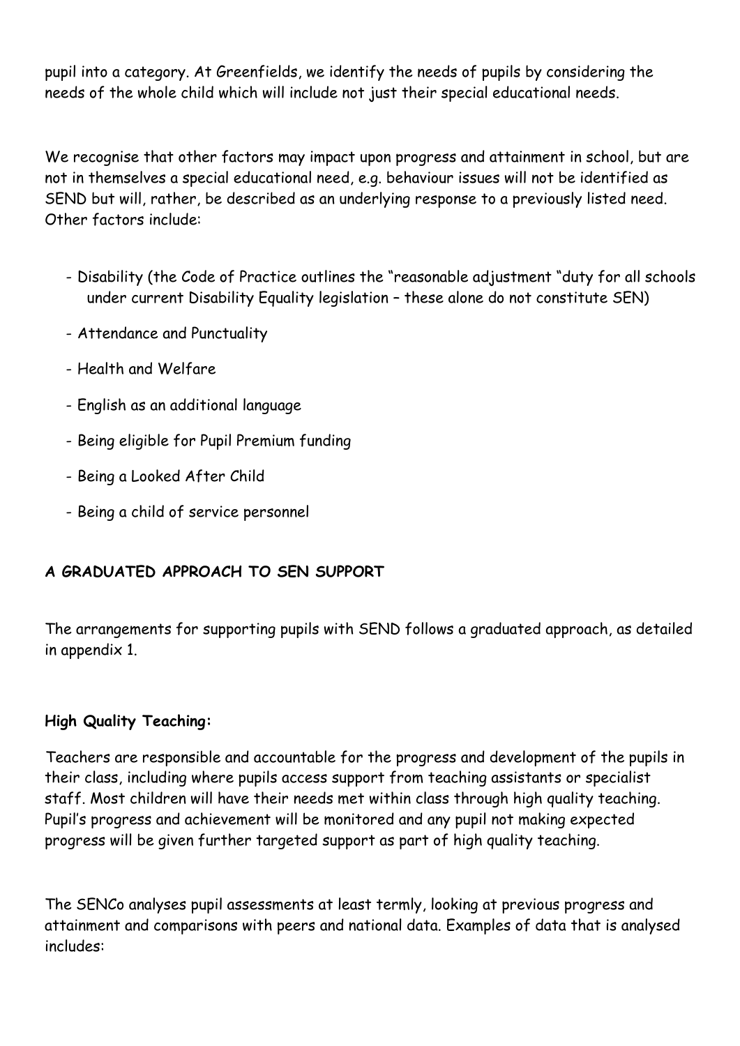pupil into a category. At Greenfields, we identify the needs of pupils by considering the needs of the whole child which will include not just their special educational needs.

We recognise that other factors may impact upon progress and attainment in school, but are not in themselves a special educational need, e.g. behaviour issues will not be identified as SEND but will, rather, be described as an underlying response to a previously listed need. Other factors include:

- Disability (the Code of Practice outlines the "reasonable adjustment "duty for all schools under current Disability Equality legislation – these alone do not constitute SEN)
- Attendance and Punctuality
- Health and Welfare
- English as an additional language
- Being eligible for Pupil Premium funding
- Being a Looked After Child
- Being a child of service personnel

## A GRADUATED APPROACH TO SEN SUPPORT

The arrangements for supporting pupils with SEND follows a graduated approach, as detailed in appendix 1.

### High Quality Teaching:

Teachers are responsible and accountable for the progress and development of the pupils in their class, including where pupils access support from teaching assistants or specialist staff. Most children will have their needs met within class through high quality teaching. Pupil's progress and achievement will be monitored and any pupil not making expected progress will be given further targeted support as part of high quality teaching.

The SENCo analyses pupil assessments at least termly, looking at previous progress and attainment and comparisons with peers and national data. Examples of data that is analysed includes: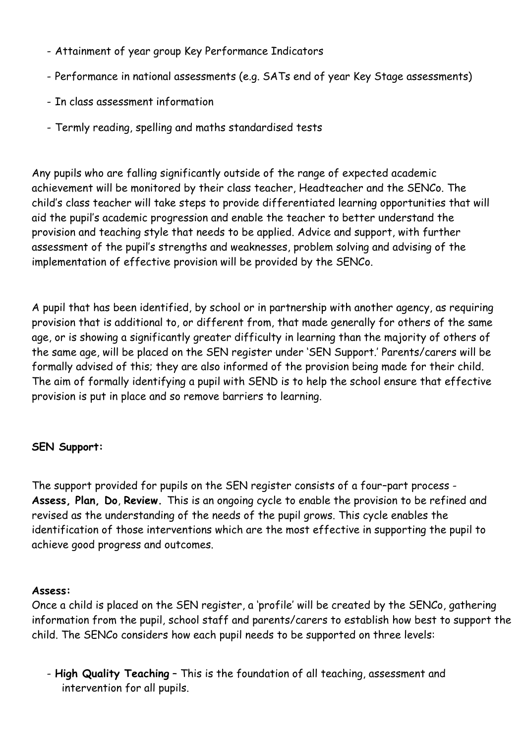- Attainment of year group Key Performance Indicators
- Performance in national assessments (e.g. SATs end of year Key Stage assessments)
- In class assessment information
- Termly reading, spelling and maths standardised tests

Any pupils who are falling significantly outside of the range of expected academic achievement will be monitored by their class teacher, Headteacher and the SENCo. The child's class teacher will take steps to provide differentiated learning opportunities that will aid the pupil's academic progression and enable the teacher to better understand the provision and teaching style that needs to be applied. Advice and support, with further assessment of the pupil's strengths and weaknesses, problem solving and advising of the implementation of effective provision will be provided by the SENCo.

A pupil that has been identified, by school or in partnership with another agency, as requiring provision that is additional to, or different from, that made generally for others of the same age, or is showing a significantly greater difficulty in learning than the majority of others of the same age, will be placed on the SEN register under 'SEN Support.' Parents/carers will be formally advised of this; they are also informed of the provision being made for their child. The aim of formally identifying a pupil with SEND is to help the school ensure that effective provision is put in place and so remove barriers to learning.

**SEN Support:**

The support provided for pupils on the SEN register consists of a four–part process - **Assess, Plan, Do**, **Review.** This is an ongoing cycle to enable the provision to be refined and revised as the understanding of the needs of the pupil grows. This cycle enables the identification of those interventions which are the most effective in supporting the pupil to achieve good progress and outcomes.

**Assess:**
Once a child is placed on the SEN register, a 'profile' will be created by the SENCo, gathering information from the pupil, school staff and parents/carers to establish how best to support the child. The SENCo considers how each pupil needs to be supported on three levels:

- **High Quality Teaching** – This is the foundation of all teaching, assessment and intervention for all pupils.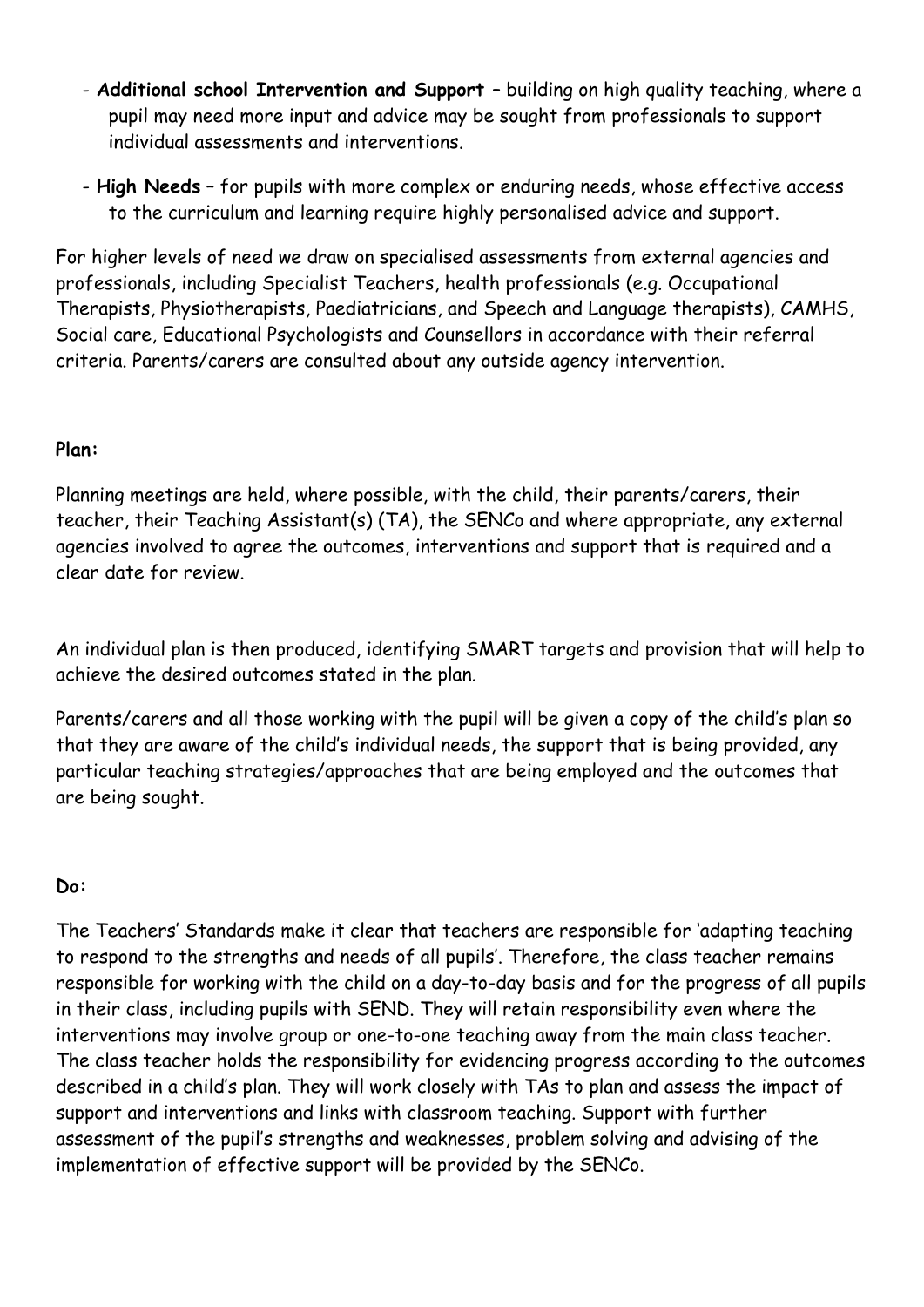- **Additional school Intervention and Support** – building on high quality teaching, where a pupil may need more input and advice may be sought from professionals to support individual assessments and interventions.
- **High Needs** – for pupils with more complex or enduring needs, whose effective access to the curriculum and learning require highly personalised advice and support.

For higher levels of need we draw on specialised assessments from external agencies and professionals, including Specialist Teachers, health professionals (e.g. Occupational Therapists, Physiotherapists, Paediatricians, and Speech and Language therapists), CAMHS, Social care, Educational Psychologists and Counsellors in accordance with their referral criteria. Parents/carers are consulted about any outside agency intervention.

**Plan:**

Planning meetings are held, where possible, with the child, their parents/carers, their teacher, their Teaching Assistant(s) (TA), the SENCo and where appropriate, any external agencies involved to agree the outcomes, interventions and support that is required and a clear date for review.

An individual plan is then produced, identifying SMART targets and provision that will help to achieve the desired outcomes stated in the plan.

Parents/carers and all those working with the pupil will be given a copy of the child's plan so that they are aware of the child's individual needs, the support that is being provided, any particular teaching strategies/approaches that are being employed and the outcomes that are being sought.

**Do:**

The Teachers' Standards make it clear that teachers are responsible for 'adapting teaching to respond to the strengths and needs of all pupils'. Therefore, the class teacher remains responsible for working with the child on a day-to-day basis and for the progress of all pupils in their class, including pupils with SEND. They will retain responsibility even where the interventions may involve group or one-to-one teaching away from the main class teacher. The class teacher holds the responsibility for evidencing progress according to the outcomes described in a child's plan. They will work closely with TAs to plan and assess the impact of support and interventions and links with classroom teaching. Support with further assessment of the pupil's strengths and weaknesses, problem solving and advising of the implementation of effective support will be provided by the SENCo.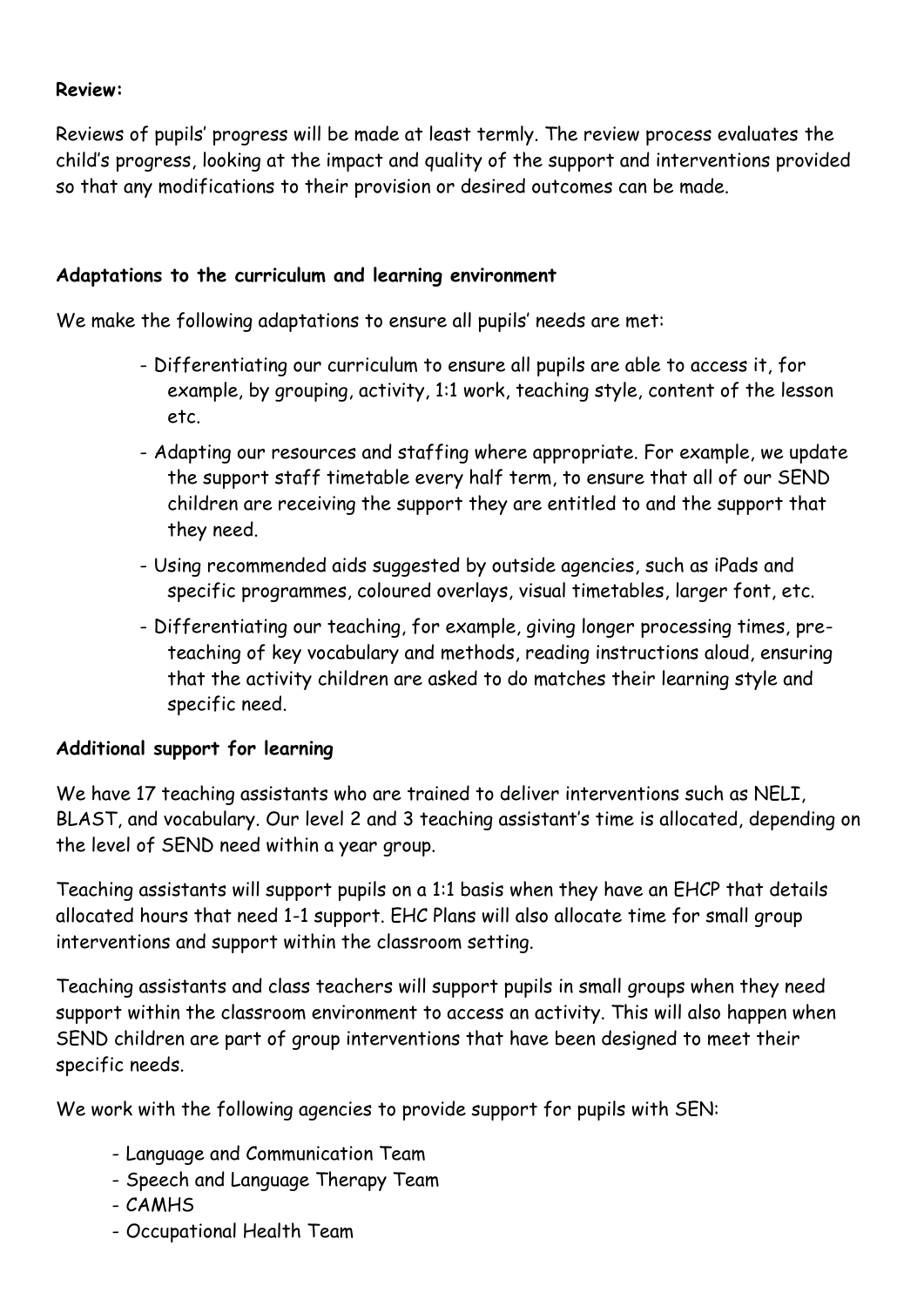**Review:**

Reviews of pupils' progress will be made at least termly. The review process evaluates the child's progress, looking at the impact and quality of the support and interventions provided so that any modifications to their provision or desired outcomes can be made.

**Adaptations to the curriculum and learning environment**

We make the following adaptations to ensure all pupils' needs are met:

- Differentiating our curriculum to ensure all pupils are able to access it, for example, by grouping, activity, 1:1 work, teaching style, content of the lesson etc.
- Adapting our resources and staffing where appropriate. For example, we update the support staff timetable every half term, to ensure that all of our SEND children are receiving the support they are entitled to and the support that they need.
- Using recommended aids suggested by outside agencies, such as iPads and specific programmes, coloured overlays, visual timetables, larger font, etc.
- Differentiating our teaching, for example, giving longer processing times, pre-teaching of key vocabulary and methods, reading instructions aloud, ensuring that the activity children are asked to do matches their learning style and specific need.

**Additional support for learning**

We have 17 teaching assistants who are trained to deliver interventions such as NELI, BLAST, and vocabulary. Our level 2 and 3 teaching assistant's time is allocated, depending on the level of SEND need within a year group.

Teaching assistants will support pupils on a 1:1 basis when they have an EHCP that details allocated hours that need 1-1 support. EHC Plans will also allocate time for small group interventions and support within the classroom setting.

Teaching assistants and class teachers will support pupils in small groups when they need support within the classroom environment to access an activity. This will also happen when SEND children are part of group interventions that have been designed to meet their specific needs.

We work with the following agencies to provide support for pupils with SEN:

- Language and Communication Team
- Speech and Language Therapy Team
- CAMHS
- Occupational Health Team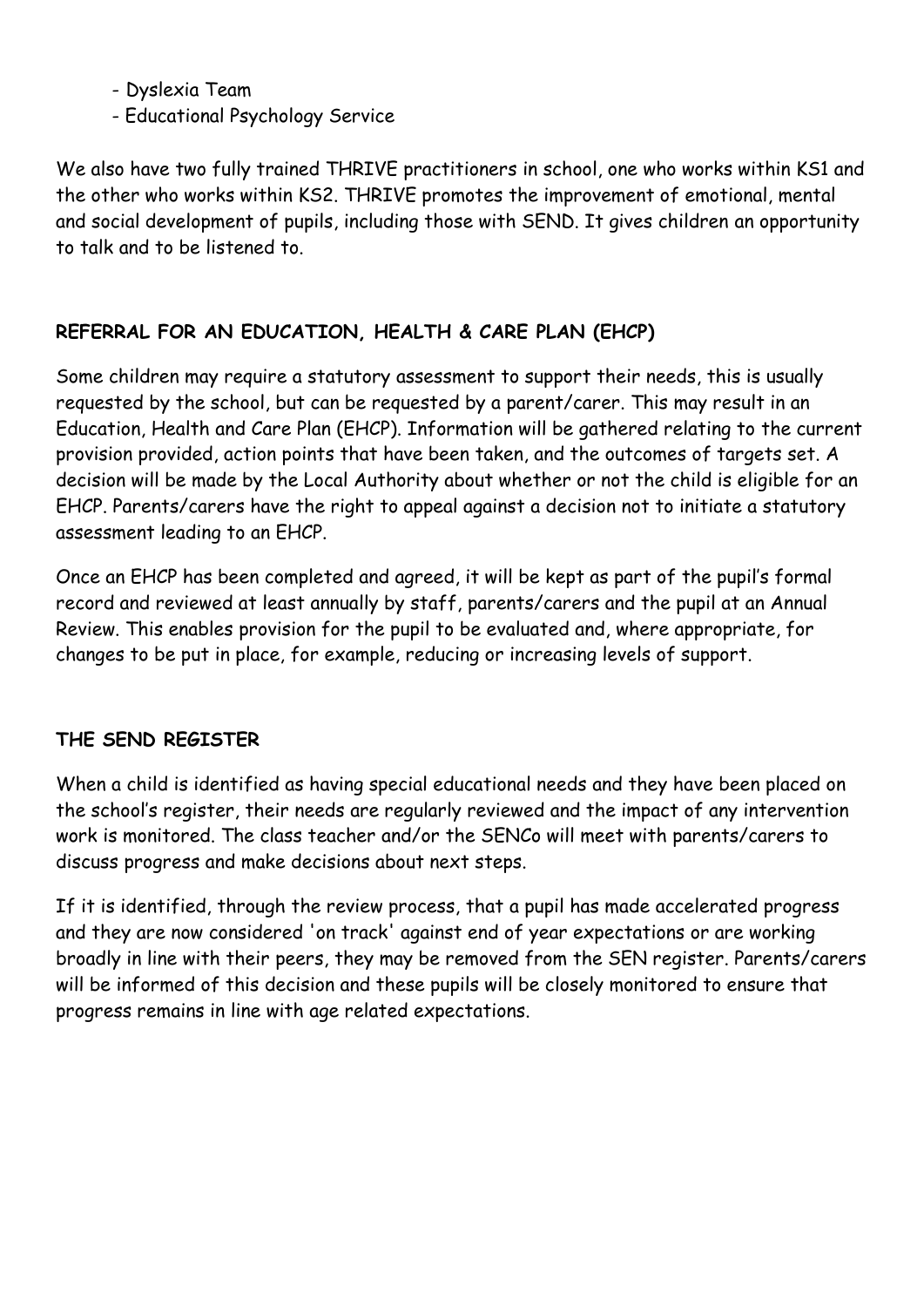- Dyslexia Team
- Educational Psychology Service

We also have two fully trained THRIVE practitioners in school, one who works within KS1 and the other who works within KS2. THRIVE promotes the improvement of emotional, mental and social development of pupils, including those with SEND. It gives children an opportunity to talk and to be listened to.

## REFERRAL FOR AN EDUCATION, HEALTH & CARE PLAN (EHCP)

Some children may require a statutory assessment to support their needs, this is usually requested by the school, but can be requested by a parent/carer. This may result in an Education, Health and Care Plan (EHCP). Information will be gathered relating to the current provision provided, action points that have been taken, and the outcomes of targets set. A decision will be made by the Local Authority about whether or not the child is eligible for an EHCP. Parents/carers have the right to appeal against a decision not to initiate a statutory assessment leading to an EHCP.

Once an EHCP has been completed and agreed, it will be kept as part of the pupil's formal record and reviewed at least annually by staff, parents/carers and the pupil at an Annual Review. This enables provision for the pupil to be evaluated and, where appropriate, for changes to be put in place, for example, reducing or increasing levels of support.

## THE SEND REGISTER

When a child is identified as having special educational needs and they have been placed on the school's register, their needs are regularly reviewed and the impact of any intervention work is monitored. The class teacher and/or the SENCo will meet with parents/carers to discuss progress and make decisions about next steps.

If it is identified, through the review process, that a pupil has made accelerated progress and they are now considered 'on track' against end of year expectations or are working broadly in line with their peers, they may be removed from the SEN register. Parents/carers will be informed of this decision and these pupils will be closely monitored to ensure that progress remains in line with age related expectations.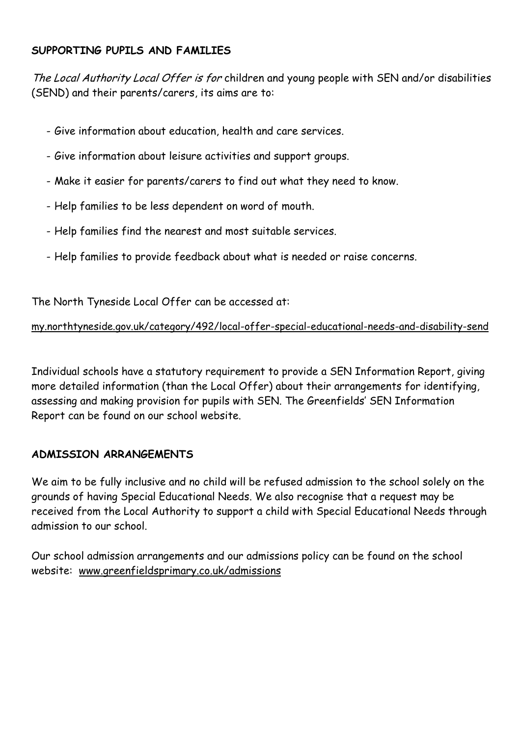**SUPPORTING PUPILS AND FAMILIES**

*The Local Authority Local Offer is for* children and young people with SEN and/or disabilities (SEND) and their parents/carers, its aims are to:

- Give information about education, health and care services.
- Give information about leisure activities and support groups.
- Make it easier for parents/carers to find out what they need to know.
- Help families to be less dependent on word of mouth.
- Help families find the nearest and most suitable services.
- Help families to provide feedback about what is needed or raise concerns.

The North Tyneside Local Offer can be accessed at:

my.northtyneside.gov.uk/category/492/local-offer-special-educational-needs-and-disability-send

Individual schools have a statutory requirement to provide a SEN Information Report, giving more detailed information (than the Local Offer) about their arrangements for identifying, assessing and making provision for pupils with SEN. The Greenfields' SEN Information Report can be found on our school website.

**ADMISSION ARRANGEMENTS**

We aim to be fully inclusive and no child will be refused admission to the school solely on the grounds of having Special Educational Needs. We also recognise that a request may be received from the Local Authority to support a child with Special Educational Needs through admission to our school.

Our school admission arrangements and our admissions policy can be found on the school website: www.greenfieldsprimary.co.uk/admissions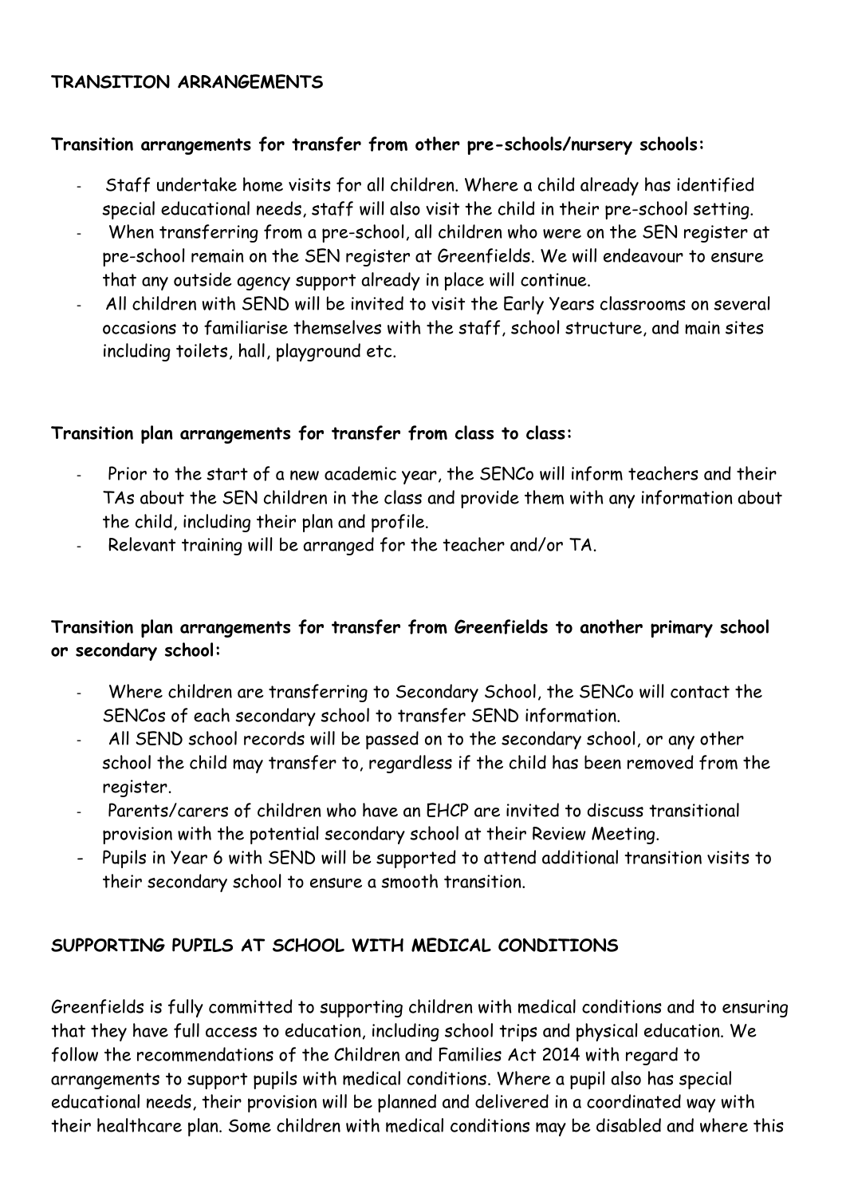**TRANSITION ARRANGEMENTS**

**Transition arrangements for transfer from other pre-schools/nursery schools:**

- Staff undertake home visits for all children. Where a child already has identified special educational needs, staff will also visit the child in their pre-school setting.
- When transferring from a pre-school, all children who were on the SEN register at pre-school remain on the SEN register at Greenfields. We will endeavour to ensure that any outside agency support already in place will continue.
- All children with SEND will be invited to visit the Early Years classrooms on several occasions to familiarise themselves with the staff, school structure, and main sites including toilets, hall, playground etc.

**Transition plan arrangements for transfer from class to class:**

- Prior to the start of a new academic year, the SENCo will inform teachers and their TAs about the SEN children in the class and provide them with any information about the child, including their plan and profile.
- Relevant training will be arranged for the teacher and/or TA.

**Transition plan arrangements for transfer from Greenfields to another primary school or secondary school:**

- Where children are transferring to Secondary School, the SENCo will contact the SENCos of each secondary school to transfer SEND information.
- All SEND school records will be passed on to the secondary school, or any other school the child may transfer to, regardless if the child has been removed from the register.
- Parents/carers of children who have an EHCP are invited to discuss transitional provision with the potential secondary school at their Review Meeting.
- Pupils in Year 6 with SEND will be supported to attend additional transition visits to their secondary school to ensure a smooth transition.

**SUPPORTING PUPILS AT SCHOOL WITH MEDICAL CONDITIONS**

Greenfields is fully committed to supporting children with medical conditions and to ensuring that they have full access to education, including school trips and physical education. We follow the recommendations of the Children and Families Act 2014 with regard to arrangements to support pupils with medical conditions. Where a pupil also has special educational needs, their provision will be planned and delivered in a coordinated way with their healthcare plan. Some children with medical conditions may be disabled and where this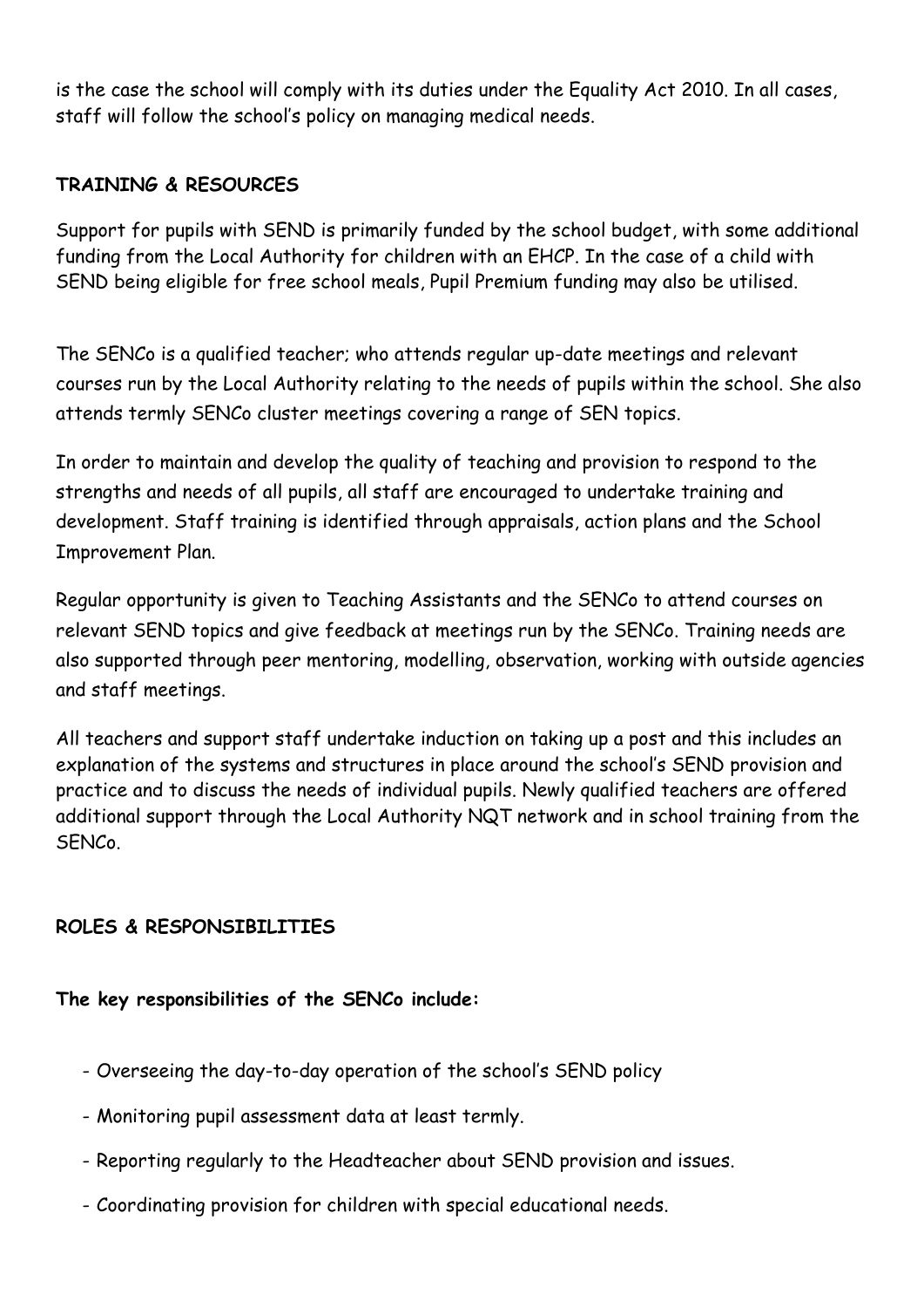is the case the school will comply with its duties under the Equality Act 2010. In all cases, staff will follow the school's policy on managing medical needs.

## TRAINING & RESOURCES

Support for pupils with SEND is primarily funded by the school budget, with some additional funding from the Local Authority for children with an EHCP. In the case of a child with SEND being eligible for free school meals, Pupil Premium funding may also be utilised.

The SENCo is a qualified teacher; who attends regular up-date meetings and relevant courses run by the Local Authority relating to the needs of pupils within the school. She also attends termly SENCo cluster meetings covering a range of SEN topics.

In order to maintain and develop the quality of teaching and provision to respond to the strengths and needs of all pupils, all staff are encouraged to undertake training and development. Staff training is identified through appraisals, action plans and the School Improvement Plan.

Regular opportunity is given to Teaching Assistants and the SENCo to attend courses on relevant SEND topics and give feedback at meetings run by the SENCo. Training needs are also supported through peer mentoring, modelling, observation, working with outside agencies and staff meetings.

All teachers and support staff undertake induction on taking up a post and this includes an explanation of the systems and structures in place around the school's SEND provision and practice and to discuss the needs of individual pupils. Newly qualified teachers are offered additional support through the Local Authority NQT network and in school training from the SENCo.

## ROLES & RESPONSIBILITIES

**The key responsibilities of the SENCo include:**

- Overseeing the day-to-day operation of the school's SEND policy
- Monitoring pupil assessment data at least termly.
- Reporting regularly to the Headteacher about SEND provision and issues.
- Coordinating provision for children with special educational needs.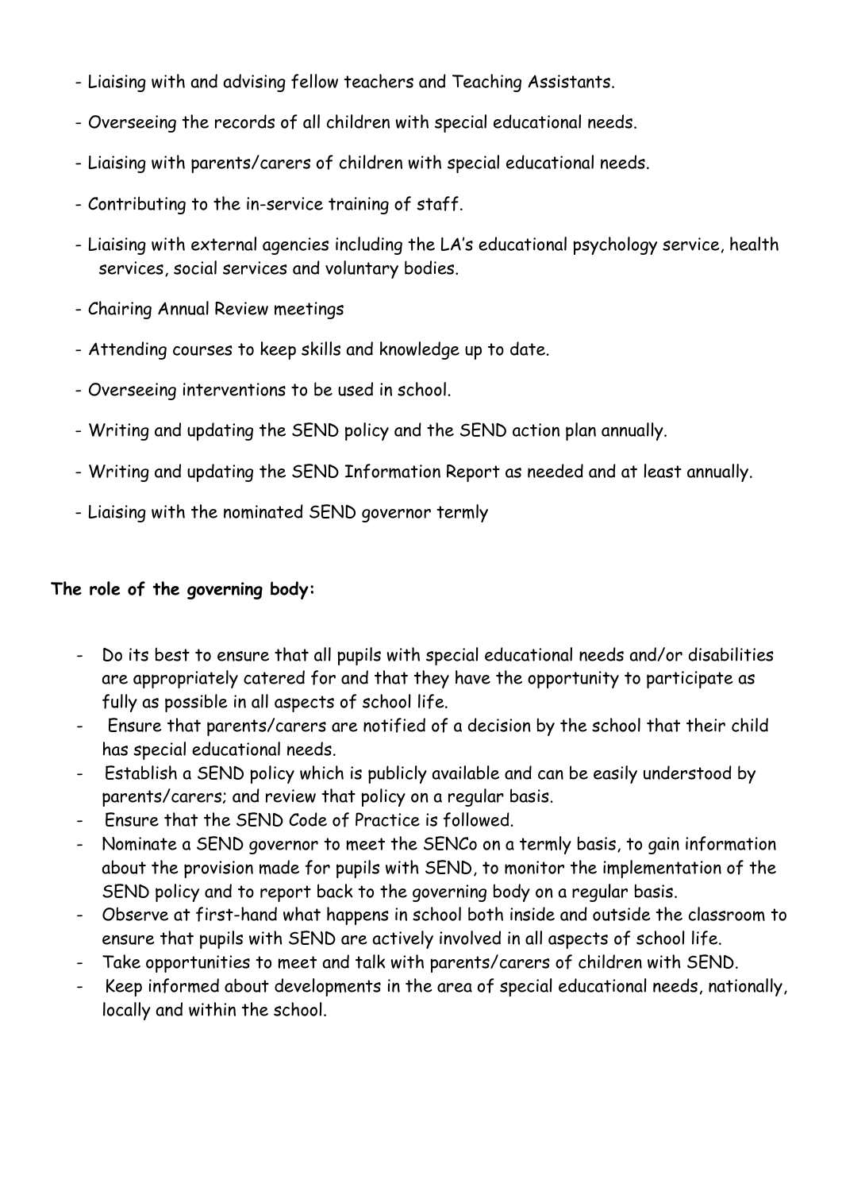- Liaising with and advising fellow teachers and Teaching Assistants.
- Overseeing the records of all children with special educational needs.
- Liaising with parents/carers of children with special educational needs.
- Contributing to the in-service training of staff.
- Liaising with external agencies including the LA's educational psychology service, health services, social services and voluntary bodies.
- Chairing Annual Review meetings
- Attending courses to keep skills and knowledge up to date.
- Overseeing interventions to be used in school.
- Writing and updating the SEND policy and the SEND action plan annually.
- Writing and updating the SEND Information Report as needed and at least annually.
- Liaising with the nominated SEND governor termly

**The role of the governing body:**

- Do its best to ensure that all pupils with special educational needs and/or disabilities are appropriately catered for and that they have the opportunity to participate as fully as possible in all aspects of school life.
- Ensure that parents/carers are notified of a decision by the school that their child has special educational needs.
- Establish a SEND policy which is publicly available and can be easily understood by parents/carers; and review that policy on a regular basis.
- Ensure that the SEND Code of Practice is followed.
- Nominate a SEND governor to meet the SENCo on a termly basis, to gain information about the provision made for pupils with SEND, to monitor the implementation of the SEND policy and to report back to the governing body on a regular basis.
- Observe at first-hand what happens in school both inside and outside the classroom to ensure that pupils with SEND are actively involved in all aspects of school life.
- Take opportunities to meet and talk with parents/carers of children with SEND.
- Keep informed about developments in the area of special educational needs, nationally, locally and within the school.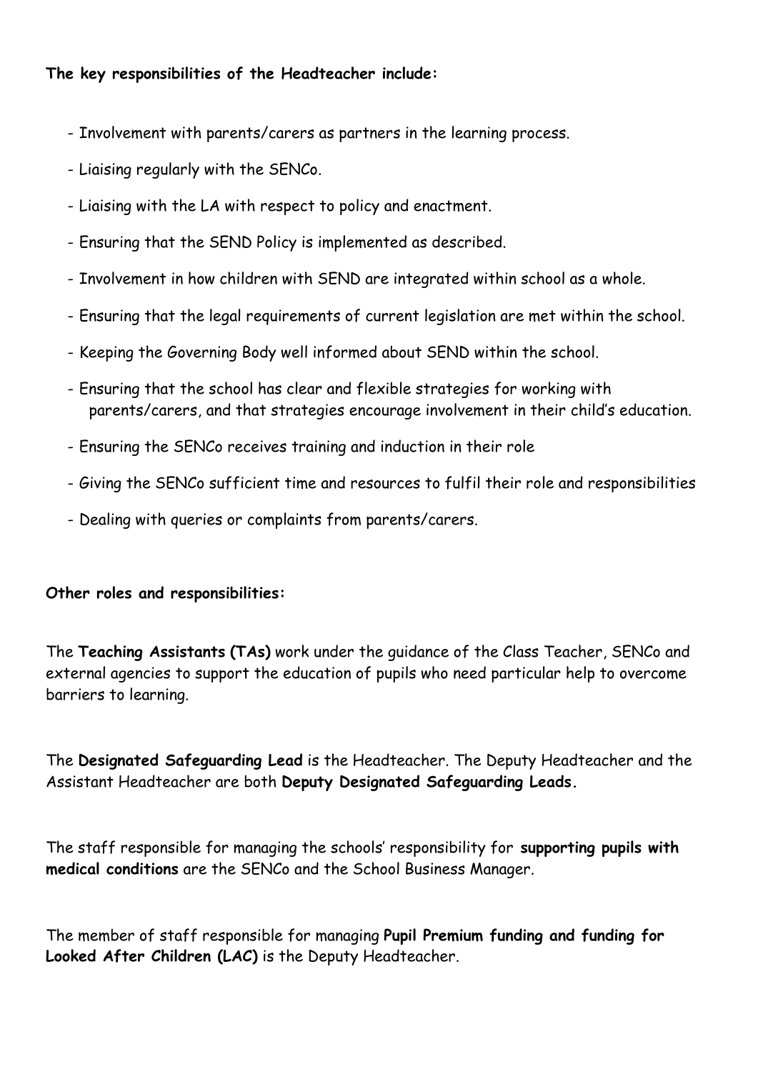**The key responsibilities of the Headteacher include:**

- Involvement with parents/carers as partners in the learning process.
- Liaising regularly with the SENCo.
- Liaising with the LA with respect to policy and enactment.
- Ensuring that the SEND Policy is implemented as described.
- Involvement in how children with SEND are integrated within school as a whole.
- Ensuring that the legal requirements of current legislation are met within the school.
- Keeping the Governing Body well informed about SEND within the school.
- Ensuring that the school has clear and flexible strategies for working with parents/carers, and that strategies encourage involvement in their child's education.
- Ensuring the SENCo receives training and induction in their role
- Giving the SENCo sufficient time and resources to fulfil their role and responsibilities
- Dealing with queries or complaints from parents/carers.

**Other roles and responsibilities:**

The **Teaching Assistants (TAs)** work under the guidance of the Class Teacher, SENCo and external agencies to support the education of pupils who need particular help to overcome barriers to learning.

The **Designated Safeguarding Lead** is the Headteacher. The Deputy Headteacher and the Assistant Headteacher are both **Deputy Designated Safeguarding Leads.**

The staff responsible for managing the schools' responsibility for **supporting pupils with medical conditions** are the SENCo and the School Business Manager.

The member of staff responsible for managing **Pupil Premium funding and funding for Looked After Children (LAC)** is the Deputy Headteacher.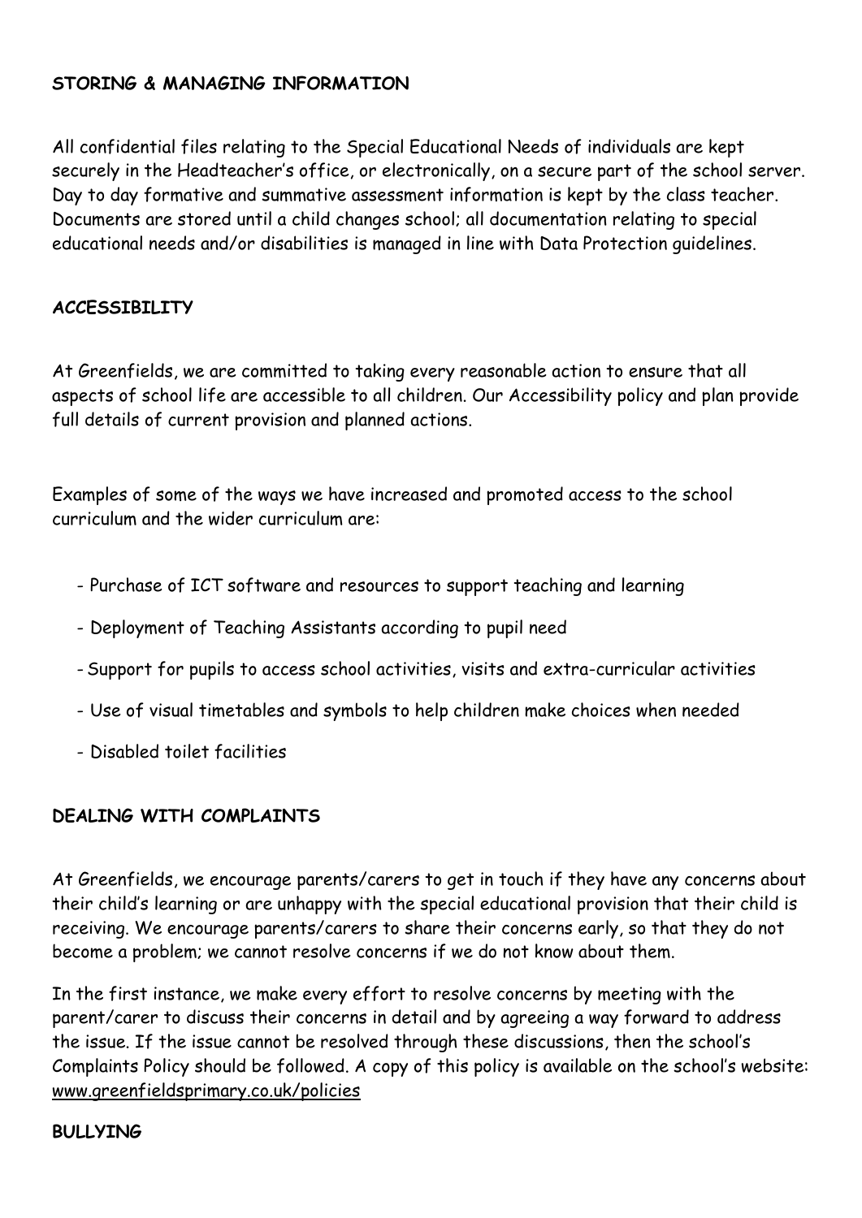**STORING & MANAGING INFORMATION**

All confidential files relating to the Special Educational Needs of individuals are kept securely in the Headteacher's office, or electronically, on a secure part of the school server. Day to day formative and summative assessment information is kept by the class teacher. Documents are stored until a child changes school; all documentation relating to special educational needs and/or disabilities is managed in line with Data Protection guidelines.

**ACCESSIBILITY**

At Greenfields, we are committed to taking every reasonable action to ensure that all aspects of school life are accessible to all children. Our Accessibility policy and plan provide full details of current provision and planned actions.

Examples of some of the ways we have increased and promoted access to the school curriculum and the wider curriculum are:

- Purchase of ICT software and resources to support teaching and learning
- Deployment of Teaching Assistants according to pupil need
- Support for pupils to access school activities, visits and extra-curricular activities
- Use of visual timetables and symbols to help children make choices when needed
- Disabled toilet facilities

**DEALING WITH COMPLAINTS**

At Greenfields, we encourage parents/carers to get in touch if they have any concerns about their child's learning or are unhappy with the special educational provision that their child is receiving. We encourage parents/carers to share their concerns early, so that they do not become a problem; we cannot resolve concerns if we do not know about them.

In the first instance, we make every effort to resolve concerns by meeting with the parent/carer to discuss their concerns in detail and by agreeing a way forward to address the issue. If the issue cannot be resolved through these discussions, then the school's Complaints Policy should be followed. A copy of this policy is available on the school's website: www.greenfieldsprimary.co.uk/policies

**BULLYING**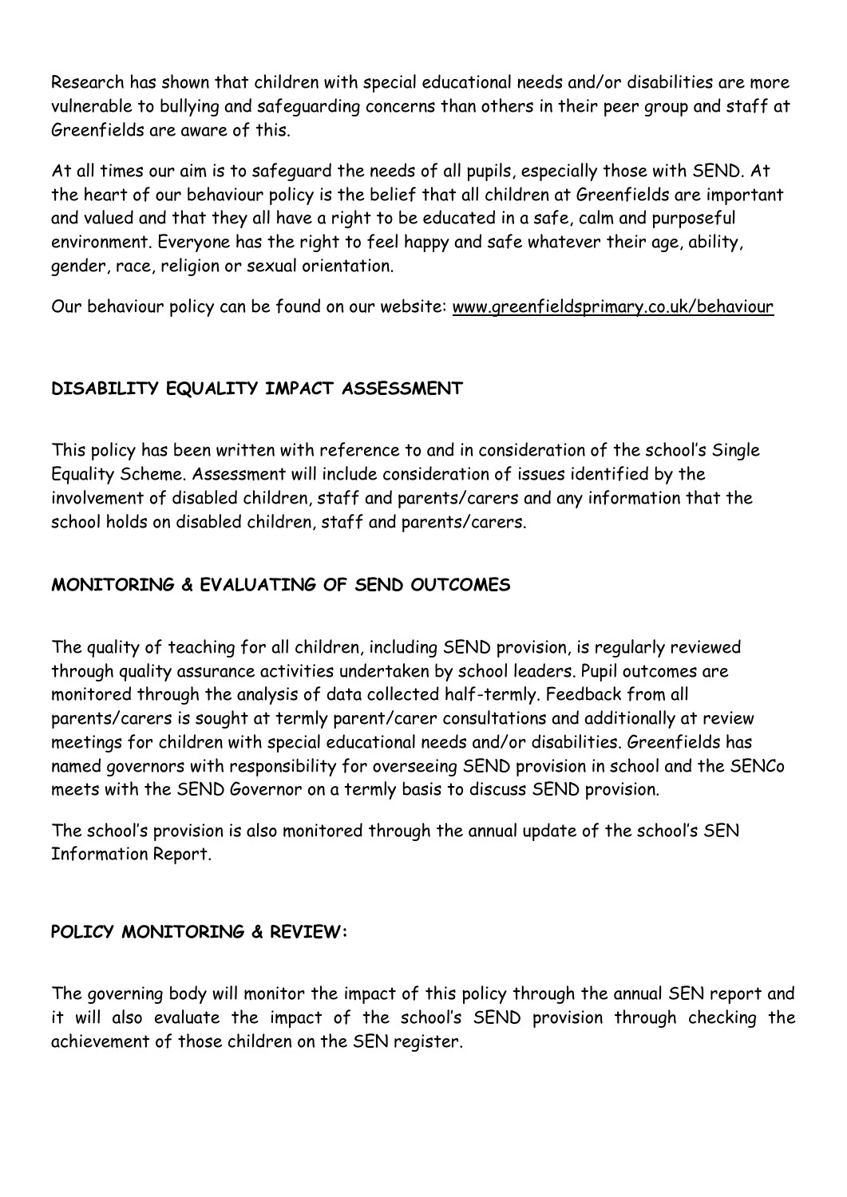Research has shown that children with special educational needs and/or disabilities are more vulnerable to bullying and safeguarding concerns than others in their peer group and staff at Greenfields are aware of this.

At all times our aim is to safeguard the needs of all pupils, especially those with SEND. At the heart of our behaviour policy is the belief that all children at Greenfields are important and valued and that they all have a right to be educated in a safe, calm and purposeful environment. Everyone has the right to feel happy and safe whatever their age, ability, gender, race, religion or sexual orientation.

Our behaviour policy can be found on our website: www.greenfieldsprimary.co.uk/behaviour

## DISABILITY EQUALITY IMPACT ASSESSMENT

This policy has been written with reference to and in consideration of the school's Single Equality Scheme. Assessment will include consideration of issues identified by the involvement of disabled children, staff and parents/carers and any information that the school holds on disabled children, staff and parents/carers.

## MONITORING & EVALUATING OF SEND OUTCOMES

The quality of teaching for all children, including SEND provision, is regularly reviewed through quality assurance activities undertaken by school leaders. Pupil outcomes are monitored through the analysis of data collected half-termly. Feedback from all parents/carers is sought at termly parent/carer consultations and additionally at review meetings for children with special educational needs and/or disabilities. Greenfields has named governors with responsibility for overseeing SEND provision in school and the SENCo meets with the SEND Governor on a termly basis to discuss SEND provision.

The school's provision is also monitored through the annual update of the school's SEN Information Report.

## POLICY MONITORING & REVIEW:

The governing body will monitor the impact of this policy through the annual SEN report and it will also evaluate the impact of the school's SEND provision through checking the achievement of those children on the SEN register.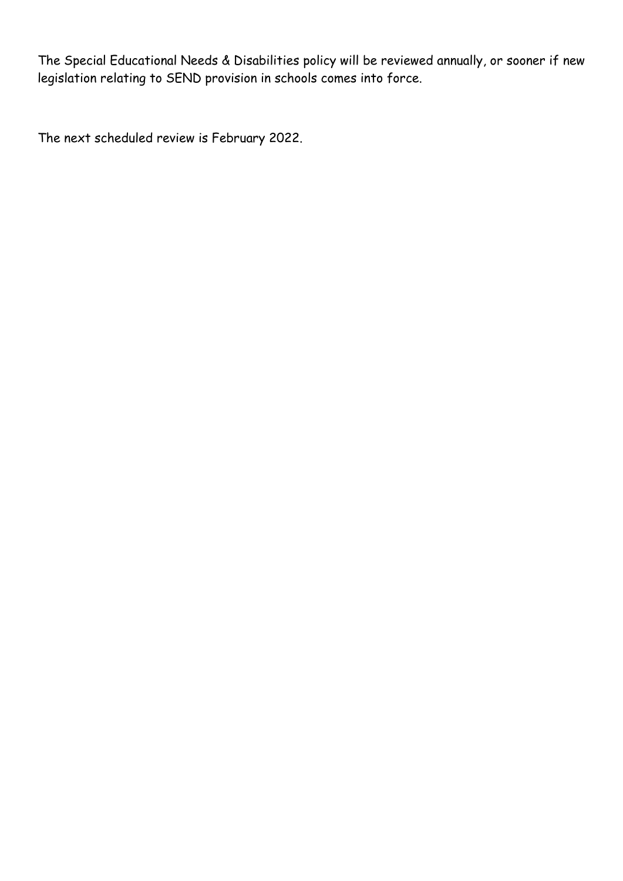The Special Educational Needs & Disabilities policy will be reviewed annually, or sooner if new legislation relating to SEND provision in schools comes into force.

The next scheduled review is February 2022.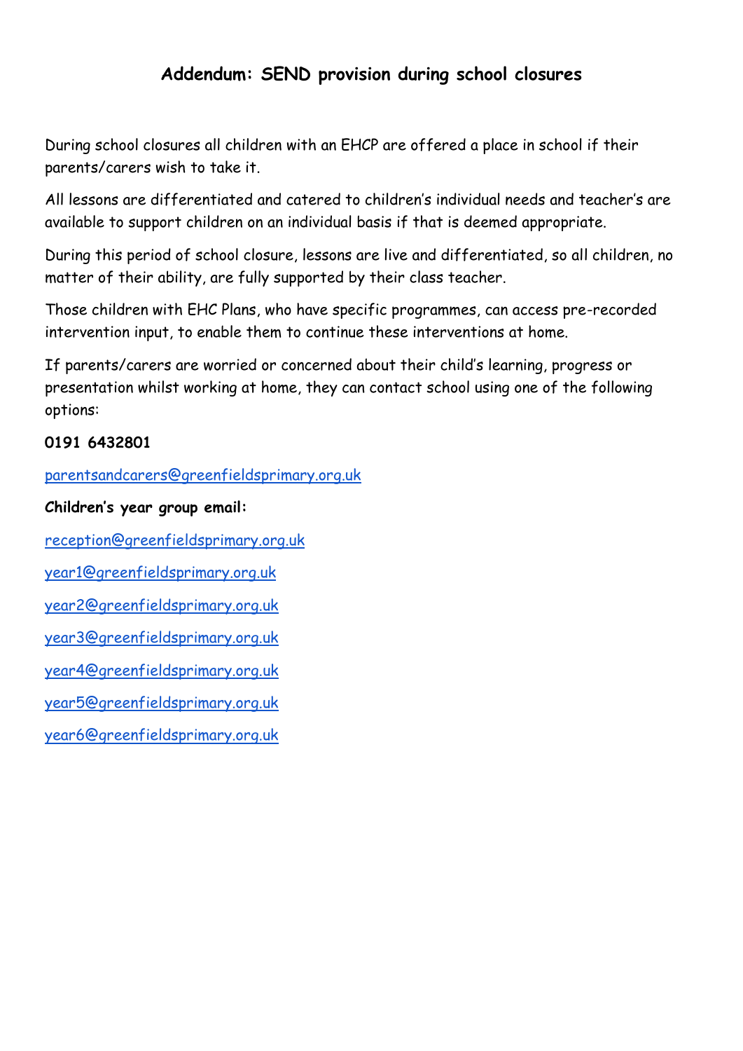## Addendum: SEND provision during school closures

During school closures all children with an EHCP are offered a place in school if their parents/carers wish to take it.

All lessons are differentiated and catered to children's individual needs and teacher's are available to support children on an individual basis if that is deemed appropriate.

During this period of school closure, lessons are live and differentiated, so all children, no matter of their ability, are fully supported by their class teacher.

Those children with EHC Plans, who have specific programmes, can access pre-recorded intervention input, to enable them to continue these interventions at home.

If parents/carers are worried or concerned about their child's learning, progress or presentation whilst working at home, they can contact school using one of the following options:

**0191 6432801**

parentsandcarers@greenfieldsprimary.org.uk

**Children's year group email:**

reception@greenfieldsprimary.org.uk

year1@greenfieldsprimary.org.uk

year2@greenfieldsprimary.org.uk

year3@greenfieldsprimary.org.uk

year4@greenfieldsprimary.org.uk

year5@greenfieldsprimary.org.uk

year6@greenfieldsprimary.org.uk